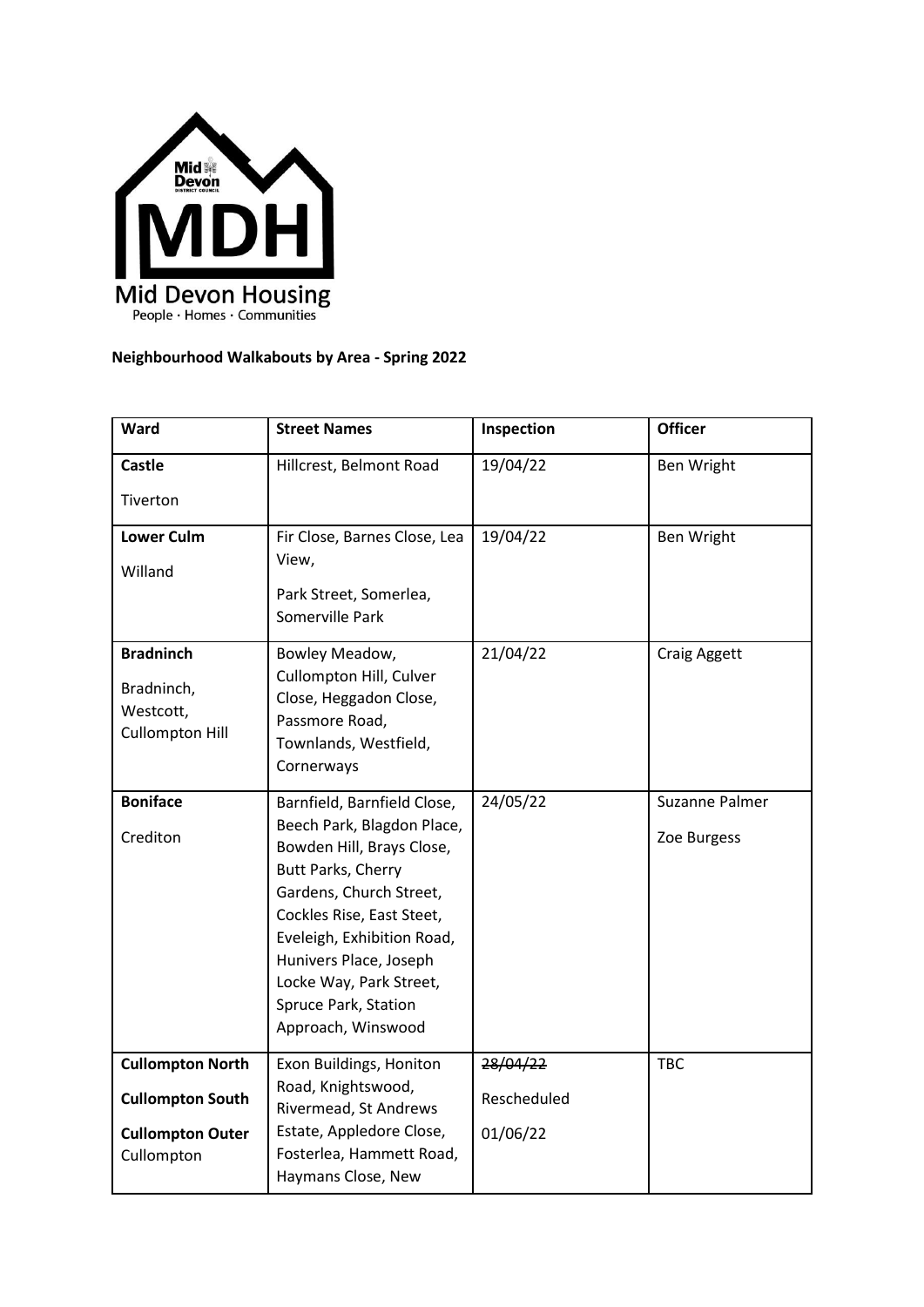**Neighbourhood Walkabouts by Area - Spring 2022**

| Ward | Street Names | Inspection | Officer |
|---|---|---|---|
| **Castle**<br>Tiverton | Hillcrest, Belmont Road | 19/04/22 | Ben Wright |
| **Lower Culm**<br>Willand | Fir Close, Barnes Close, Lea View,<br>Park Street, Somerlea, Somerville Park | 19/04/22 | Ben Wright |
| **Bradninch**<br>Bradninch, Westcott, Cullompton Hill | Bowley Meadow, Cullompton Hill, Culver Close, Heggadon Close, Passmore Road, Townlands, Westfield, Cornerways | 21/04/22 | Craig Aggett |
| **Boniface**<br>Crediton | Barnfield, Barnfield Close, Beech Park, Blagdon Place, Bowden Hill, Brays Close, Butt Parks, Cherry Gardens, Church Street, Cockles Rise, East Steet, Eveleigh, Exhibition Road, Hunivers Place, Joseph Locke Way, Park Street, Spruce Park, Station Approach, Winswood | 24/05/22 | Suzanne Palmer<br>Zoe Burgess |
| **Cullompton North**<br>**Cullompton South**<br>**Cullompton Outer**<br>Cullompton | Exon Buildings, Honiton Road, Knightswood, Rivermead, St Andrews Estate, Appledore Close, Fosterlea, Hammett Road, Haymans Close, New | ~~28/04/22~~<br>Rescheduled<br>01/06/22 | TBC |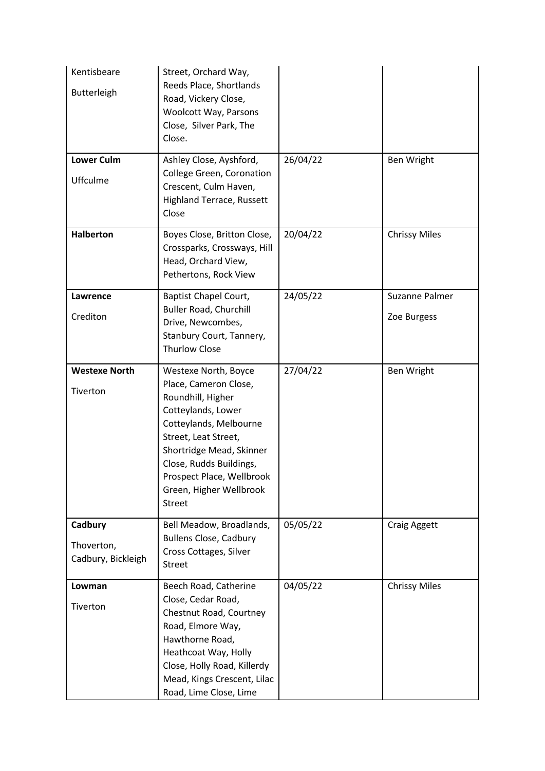| | | | |
|---|---|---|---|
| Kentisbeare<br><br>Butterleigh | Street, Orchard Way, Reeds Place, Shortlands Road, Vickery Close, Woolcott Way, Parsons Close, Silver Park, The Close. | | |
| **Lower Culm**<br><br>Uffculme | Ashley Close, Ayshford, College Green, Coronation Crescent, Culm Haven, Highland Terrace, Russett Close | 26/04/22 | Ben Wright |
| **Halberton** | Boyes Close, Britton Close, Crossparks, Crossways, Hill Head, Orchard View, Pethertons, Rock View | 20/04/22 | Chrissy Miles |
| **Lawrence**<br><br>Crediton | Baptist Chapel Court, Buller Road, Churchill Drive, Newcombes, Stanbury Court, Tannery, Thurlow Close | 24/05/22 | Suzanne Palmer<br><br>Zoe Burgess |
| **Westexe North**<br><br>Tiverton | Westexe North, Boyce Place, Cameron Close, Roundhill, Higher Cotteylands, Lower Cotteylands, Melbourne Street, Leat Street, Shortridge Mead, Skinner Close, Rudds Buildings, Prospect Place, Wellbrook Green, Higher Wellbrook Street | 27/04/22 | Ben Wright |
| **Cadbury**<br><br>Thoverton, Cadbury, Bickleigh | Bell Meadow, Broadlands, Bullens Close, Cadbury Cross Cottages, Silver Street | 05/05/22 | Craig Aggett |
| **Lowman**<br><br>Tiverton | Beech Road, Catherine Close, Cedar Road, Chestnut Road, Courtney Road, Elmore Way, Hawthorne Road, Heathcoat Way, Holly Close, Holly Road, Killerdy Mead, Kings Crescent, Lilac Road, Lime Close, Lime | 04/05/22 | Chrissy Miles |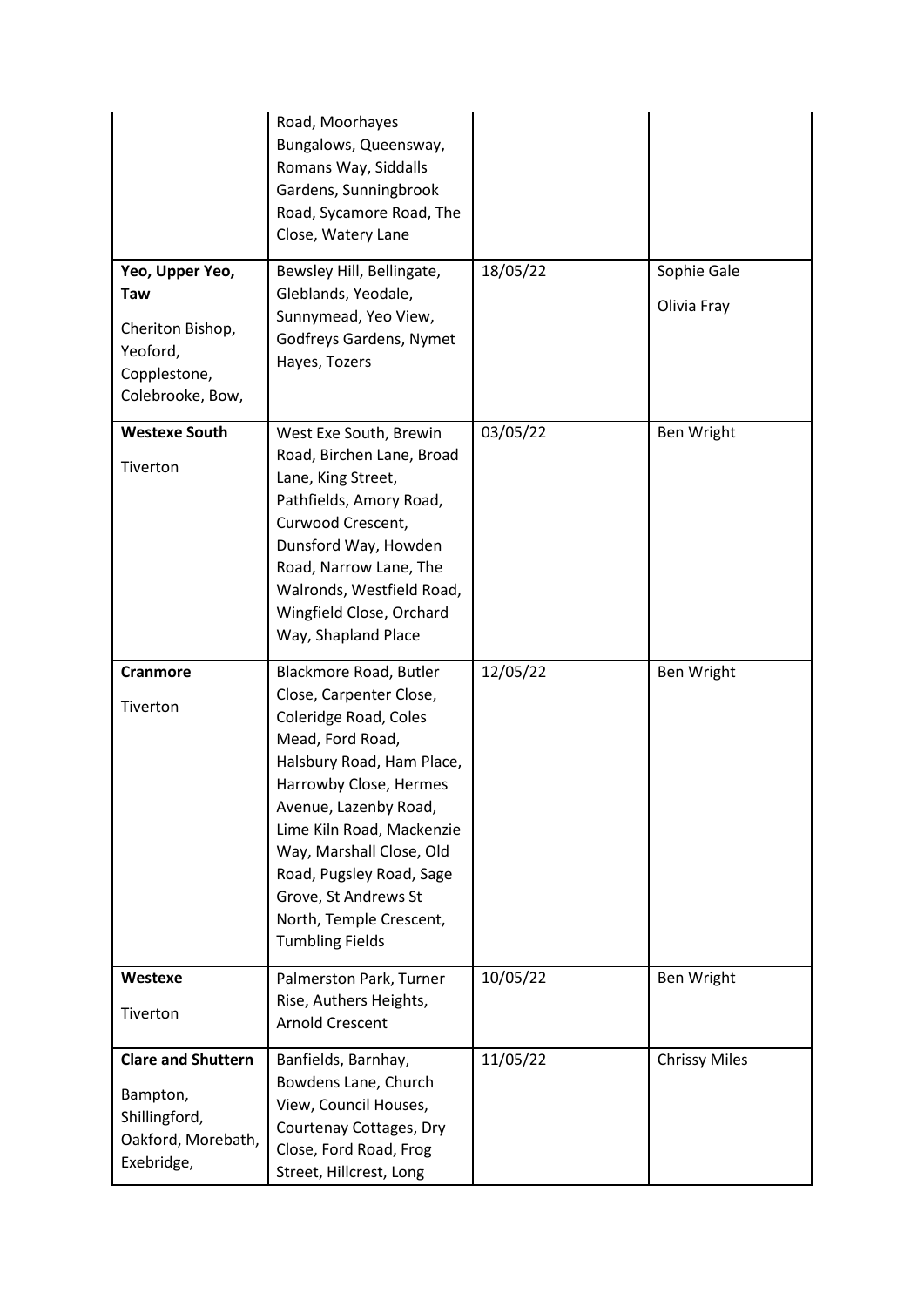| | | | |
|---|---|---|---|
| | Road, Moorhayes Bungalows, Queensway, Romans Way, Siddalls Gardens, Sunningbrook Road, Sycamore Road, The Close, Watery Lane | | |
| **Yeo, Upper Yeo, Taw**<br>Cheriton Bishop, Yeoford, Copplestone, Colebrooke, Bow, | Bewsley Hill, Bellingate, Gleblands, Yeodale, Sunnymead, Yeo View, Godfreys Gardens, Nymet Hayes, Tozers | 18/05/22 | Sophie Gale<br>Olivia Fray |
| **Westexe South**<br>Tiverton | West Exe South, Brewin Road, Birchen Lane, Broad Lane, King Street, Pathfields, Amory Road, Curwood Crescent, Dunsford Way, Howden Road, Narrow Lane, The Walronds, Westfield Road, Wingfield Close, Orchard Way, Shapland Place | 03/05/22 | Ben Wright |
| **Cranmore**<br>Tiverton | Blackmore Road, Butler Close, Carpenter Close, Coleridge Road, Coles Mead, Ford Road, Halsbury Road, Ham Place, Harrowby Close, Hermes Avenue, Lazenby Road, Lime Kiln Road, Mackenzie Way, Marshall Close, Old Road, Pugsley Road, Sage Grove, St Andrews St North, Temple Crescent, Tumbling Fields | 12/05/22 | Ben Wright |
| **Westexe**<br>Tiverton | Palmerston Park, Turner Rise, Authers Heights, Arnold Crescent | 10/05/22 | Ben Wright |
| **Clare and Shuttern**<br>Bampton, Shillingford, Oakford, Morebath, Exebridge, | Banfields, Barnhay, Bowdens Lane, Church View, Council Houses, Courtenay Cottages, Dry Close, Ford Road, Frog Street, Hillcrest, Long | 11/05/22 | Chrissy Miles |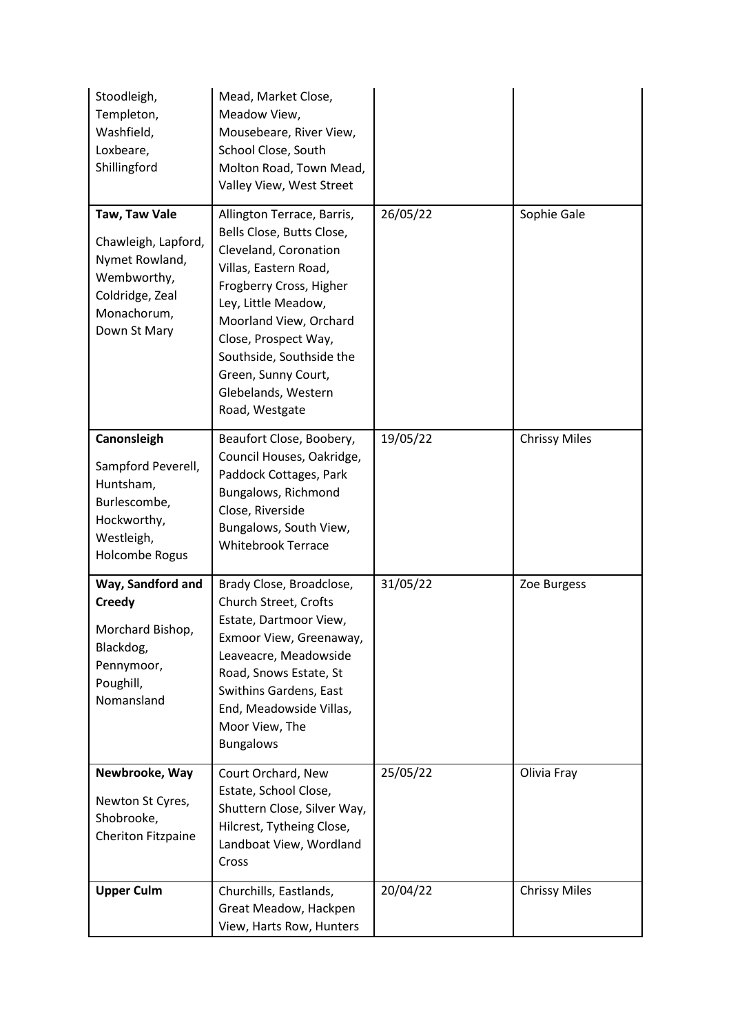| | | | |
|---|---|---|---|
| Stoodleigh, Templeton, Washfield, Loxbeare, Shillingford | Mead, Market Close, Meadow View, Mousebeare, River View, School Close, South Molton Road, Town Mead, Valley View, West Street | | |
| **Taw, Taw Vale**<br>Chawleigh, Lapford, Nymet Rowland, Wembworthy, Coldridge, Zeal Monachorum, Down St Mary | Allington Terrace, Barris, Bells Close, Butts Close, Cleveland, Coronation Villas, Eastern Road, Frogberry Cross, Higher Ley, Little Meadow, Moorland View, Orchard Close, Prospect Way, Southside, Southside the Green, Sunny Court, Glebelands, Western Road, Westgate | 26/05/22 | Sophie Gale |
| **Canonsleigh**<br>Sampford Peverell, Huntsham, Burlescombe, Hockworthy, Westleigh, Holcombe Rogus | Beaufort Close, Boobery, Council Houses, Oakridge, Paddock Cottages, Park Bungalows, Richmond Close, Riverside Bungalows, South View, Whitebrook Terrace | 19/05/22 | Chrissy Miles |
| **Way, Sandford and Creedy**<br>Morchard Bishop, Blackdog, Pennymoor, Poughill, Nomansland | Brady Close, Broadclose, Church Street, Crofts Estate, Dartmoor View, Exmoor View, Greenaway, Leaveacre, Meadowside Road, Snows Estate, St Swithins Gardens, East End, Meadowside Villas, Moor View, The Bungalows | 31/05/22 | Zoe Burgess |
| **Newbrooke, Way**<br>Newton St Cyres, Shobrooke, Cheriton Fitzpaine | Court Orchard, New Estate, School Close, Shuttern Close, Silver Way, Hilcrest, Tytheing Close, Landboat View, Wordland Cross | 25/05/22 | Olivia Fray |
| **Upper Culm** | Churchills, Eastlands, Great Meadow, Hackpen View, Harts Row, Hunters | 20/04/22 | Chrissy Miles |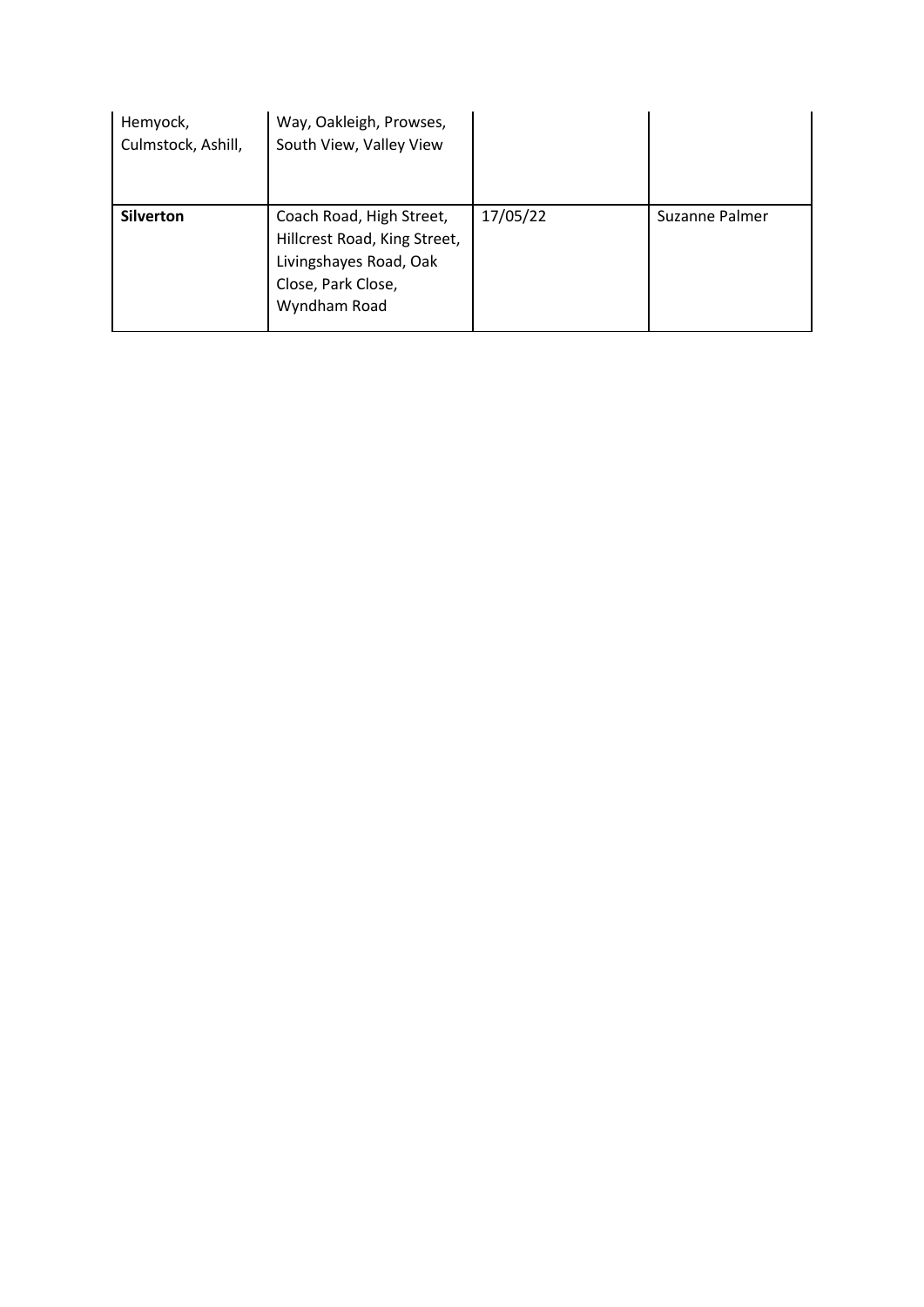| | | | |
|---|---|---|---|
| Hemyock, Culmstock, Ashill, | Way, Oakleigh, Prowses, South View, Valley View | | |
| **Silverton** | Coach Road, High Street, Hillcrest Road, King Street, Livingshayes Road, Oak Close, Park Close, Wyndham Road | 17/05/22 | Suzanne Palmer |